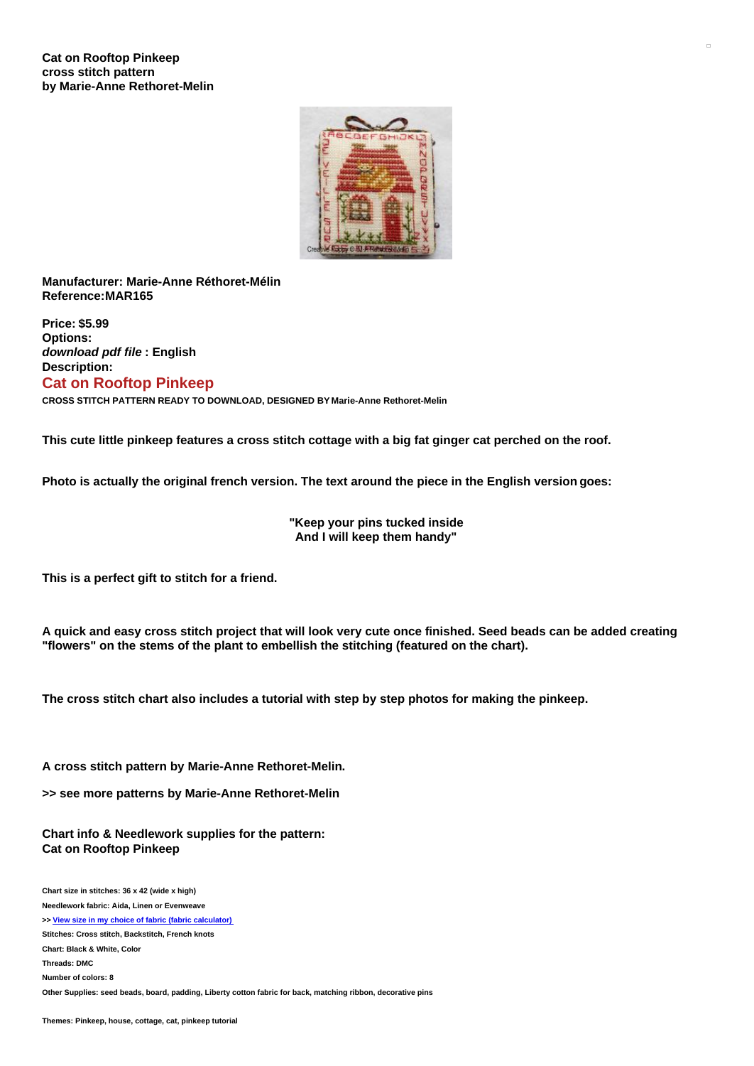**Cat on Rooftop Pinkeep**
**cross stitch pattern**
**by Marie-Anne Rethoret-Melin**

**Manufacturer: Marie-Anne Réthoret-Mélin**
**Reference:MAR165**

**Price: $5.99**
**Options:**
***download pdf file* : English**
**Description:**

## Cat on Rooftop Pinkeep

**CROSS STITCH PATTERN READY TO DOWNLOAD, DESIGNED BY Marie-Anne Rethoret-Melin**

**This cute little pinkeep features a cross stitch cottage with a big fat ginger cat perched on the roof.**

**Photo is actually the original french version. The text around the piece in the English version goes:**

**"Keep your pins tucked inside**
**And I will keep them handy"**

**This is a perfect gift to stitch for a friend.**

**A quick and easy cross stitch project that will look very cute once finished. Seed beads can be added creating "flowers" on the stems of the plant to embellish the stitching (featured on the chart).**

**The cross stitch chart also includes a tutorial with step by step photos for making the pinkeep.**

**A cross stitch pattern by Marie-Anne Rethoret-Melin.**

**>> see more patterns by Marie-Anne Rethoret-Melin**

**Chart info & Needlework supplies for the pattern:**
**Cat on Rooftop Pinkeep**

**Chart size in stitches: 36 x 42 (wide x high)**

**Needlework fabric: Aida, Linen or Evenweave**

**>> View size in my choice of fabric (fabric calculator)**

**Stitches: Cross stitch, Backstitch, French knots**

**Chart: Black & White, Color**

**Threads: DMC**

**Number of colors: 8**

**Other Supplies: seed beads, board, padding, Liberty cotton fabric for back, matching ribbon, decorative pins**

**Themes: Pinkeep, house, cottage, cat, pinkeep tutorial**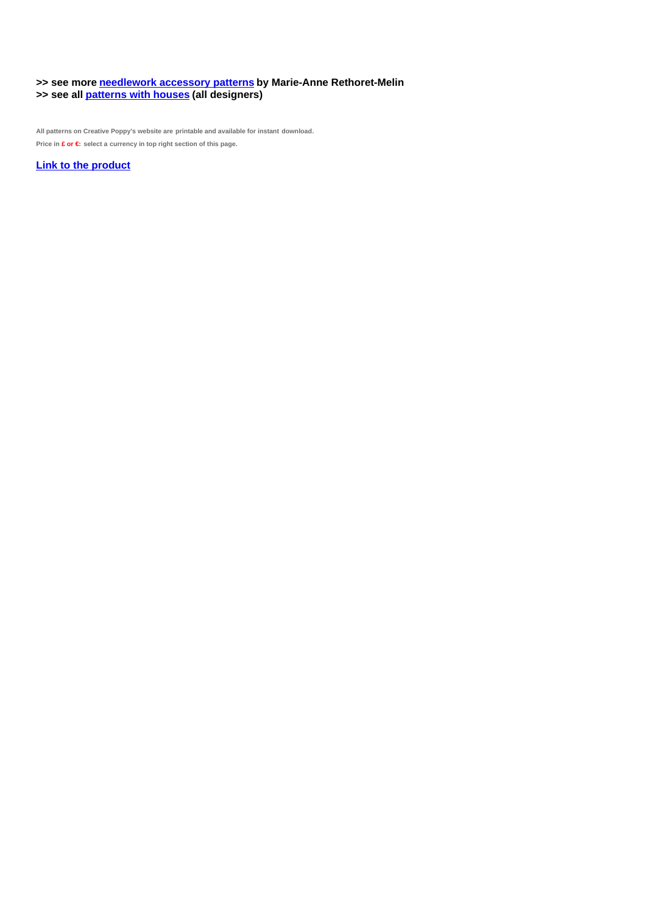**>> see more needlework accessory patterns by Marie-Anne Rethoret-Melin**
**>> see all patterns with houses (all designers)**

All patterns on Creative Poppy's website are printable and available for instant download.

Price in £ or €: select a currency in top right section of this page.

**Link to the product**